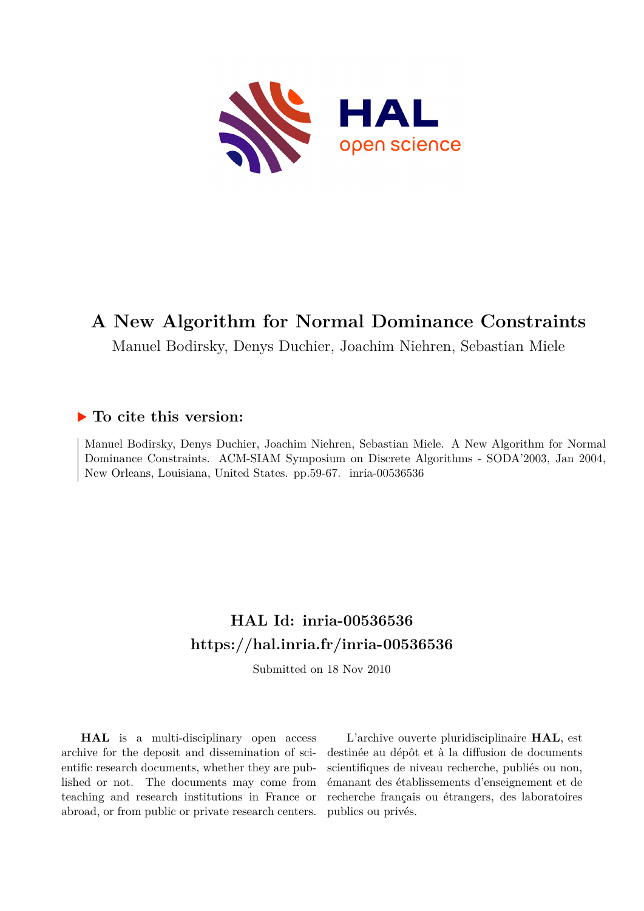# A New Algorithm for Normal Dominance Constraints

Manuel Bodirsky, Denys Duchier, Joachim Niehren, Sebastian Miele

## ▶ To cite this version:

Manuel Bodirsky, Denys Duchier, Joachim Niehren, Sebastian Miele. A New Algorithm for Normal Dominance Constraints. ACM-SIAM Symposium on Discrete Algorithms - SODA'2003, Jan 2004, New Orleans, Louisiana, United States. pp.59-67. inria-00536536

## HAL Id: inria-00536536

## https://hal.inria.fr/inria-00536536

Submitted on 18 Nov 2010

**HAL** is a multi-disciplinary open access archive for the deposit and dissemination of scientific research documents, whether they are published or not. The documents may come from teaching and research institutions in France or abroad, or from public or private research centers.

L'archive ouverte pluridisciplinaire **HAL**, est destinée au dépôt et à la diffusion de documents scientifiques de niveau recherche, publiés ou non, émanant des établissements d'enseignement et de recherche français ou étrangers, des laboratoires publics ou privés.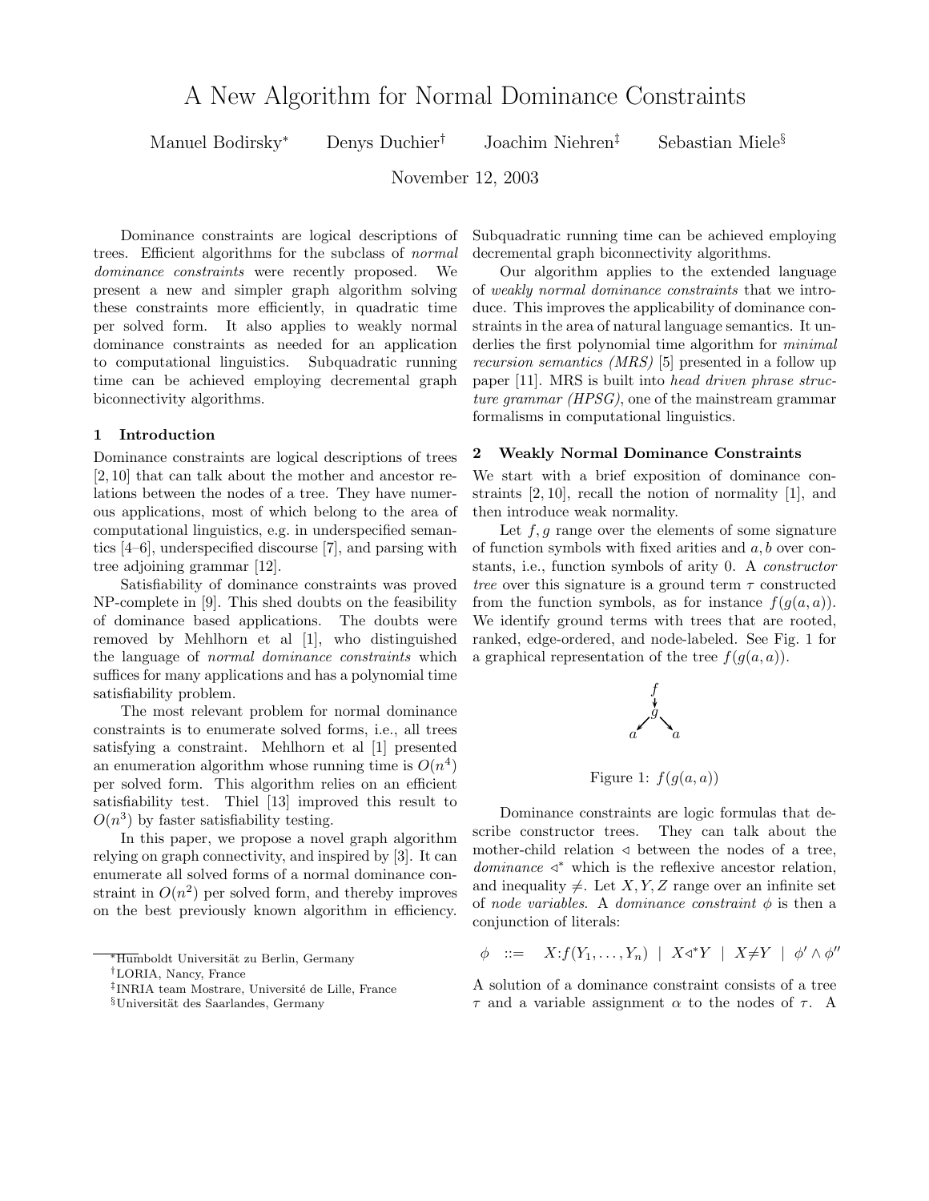# A New Algorithm for Normal Dominance Constraints

Manuel Bodirsky[*] Denys Duchier[†] Joachim Niehren[‡] Sebastian Miele[§]

November 12, 2003

Dominance constraints are logical descriptions of trees. Efficient algorithms for the subclass of *normal dominance constraints* were recently proposed. We present a new and simpler graph algorithm solving these constraints more efficiently, in quadratic time per solved form. It also applies to weakly normal dominance constraints as needed for an application to computational linguistics. Subquadratic running time can be achieved employing decremental graph biconnectivity algorithms.

### 1 Introduction

Dominance constraints are logical descriptions of trees [2, 10] that can talk about the mother and ancestor relations between the nodes of a tree. They have numerous applications, most of which belong to the area of computational linguistics, e.g. in underspecified semantics [4–6], underspecified discourse [7], and parsing with tree adjoining grammar [12].

Satisfiability of dominance constraints was proved NP-complete in [9]. This shed doubts on the feasibility of dominance based applications. The doubts were removed by Mehlhorn et al [1], who distinguished the language of *normal dominance constraints* which suffices for many applications and has a polynomial time satisfiability problem.

The most relevant problem for normal dominance constraints is to enumerate solved forms, i.e., all trees satisfying a constraint. Mehlhorn et al [1] presented an enumeration algorithm whose running time is $O(n^4)$ per solved form. This algorithm relies on an efficient satisfiability test. Thiel [13] improved this result to $O(n^3)$ by faster satisfiability testing.

In this paper, we propose a novel graph algorithm relying on graph connectivity, and inspired by [3]. It can enumerate all solved forms of a normal dominance constraint in $O(n^2)$ per solved form, and thereby improves on the best previously known algorithm in efficiency. Subquadratic running time can be achieved employing decremental graph biconnectivity algorithms.

Our algorithm applies to the extended language of *weakly normal dominance constraints* that we introduce. This improves the applicability of dominance constraints in the area of natural language semantics. It underlies the first polynomial time algorithm for *minimal recursion semantics (MRS)* [5] presented in a follow up paper [11]. MRS is built into *head driven phrase structure grammar (HPSG)*, one of the mainstream grammar formalisms in computational linguistics.

### 2 Weakly Normal Dominance Constraints

We start with a brief exposition of dominance constraints [2, 10], recall the notion of normality [1], and then introduce weak normality.

Let $f, g$ range over the elements of some signature of function symbols with fixed arities and $a, b$ over constants, i.e., function symbols of arity 0. A *constructor tree* over this signature is a ground term $\tau$ constructed from the function symbols, as for instance $f(g(a, a))$. We identify ground terms with trees that are rooted, ranked, edge-ordered, and node-labeled. See Fig. 1 for a graphical representation of the tree $f(g(a, a))$.

Figure 1: $f(g(a, a))$

Dominance constraints are logic formulas that describe constructor trees. They can talk about the mother-child relation $\triangleleft$ between the nodes of a tree, *dominance* $\triangleleft^*$ which is the reflexive ancestor relation, and inequality $\neq$. Let $X, Y, Z$ range over an infinite set of *node variables*. A *dominance constraint* $\phi$ is then a conjunction of literals:

$$\phi \quad ::= \quad X{:}f(Y_1, \ldots, Y_n) \;\mid\; X \triangleleft^* Y \;\mid\; X \neq Y \;\mid\; \phi' \wedge \phi''$$

A solution of a dominance constraint consists of a tree $\tau$ and a variable assignment $\alpha$ to the nodes of $\tau$. A

[*] Humboldt Universität zu Berlin, Germany

[†] LORIA, Nancy, France

[‡] INRIA team Mostrare, Université de Lille, France

[§] Universität des Saarlandes, Germany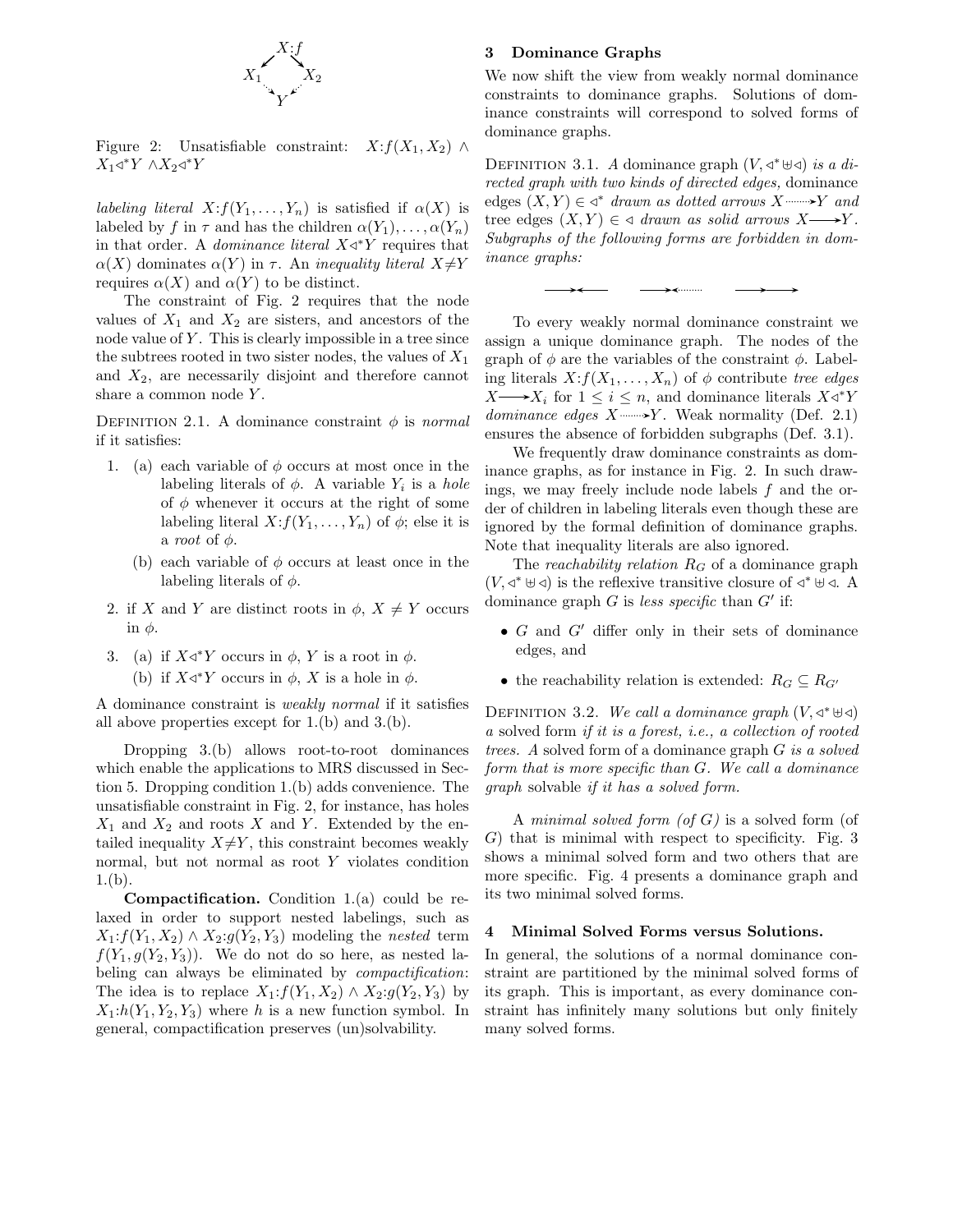Figure 2: Unsatisfiable constraint: $X{:}f(X_1, X_2) \wedge X_1 \triangleleft^* Y \wedge X_2 \triangleleft^* Y$

*labeling literal* $X{:}f(Y_1, \ldots, Y_n)$ is satisfied if $\alpha(X)$ is labeled by $f$ in $\tau$ and has the children $\alpha(Y_1), \ldots, \alpha(Y_n)$ in that order. A *dominance literal* $X \triangleleft^* Y$ requires that $\alpha(X)$ dominates $\alpha(Y)$ in $\tau$. An *inequality literal* $X \neq Y$ requires $\alpha(X)$ and $\alpha(Y)$ to be distinct.

The constraint of Fig. 2 requires that the node values of $X_1$ and $X_2$ are sisters, and ancestors of the node value of $Y$. This is clearly impossible in a tree since the subtrees rooted in two sister nodes, the values of $X_1$ and $X_2$, are necessarily disjoint and therefore cannot share a common node $Y$.

Definition 2.1. A dominance constraint $\phi$ is *normal* if it satisfies:

1. (a) each variable of $\phi$ occurs at most once in the labeling literals of $\phi$. A variable $Y_i$ is a *hole* of $\phi$ whenever it occurs at the right of some labeling literal $X{:}f(Y_1, \ldots, Y_n)$ of $\phi$; else it is a *root* of $\phi$.
   (b) each variable of $\phi$ occurs at least once in the labeling literals of $\phi$.
2. if $X$ and $Y$ are distinct roots in $\phi$, $X \neq Y$ occurs in $\phi$.
3. (a) if $X \triangleleft^* Y$ occurs in $\phi$, $Y$ is a root in $\phi$.
   (b) if $X \triangleleft^* Y$ occurs in $\phi$, $X$ is a hole in $\phi$.

A dominance constraint is *weakly normal* if it satisfies all above properties except for 1.(b) and 3.(b).

Dropping 3.(b) allows root-to-root dominances which enable the applications to MRS discussed in Section 5. Dropping condition 1.(b) adds convenience. The unsatisfiable constraint in Fig. 2, for instance, has holes $X_1$ and $X_2$ and roots $X$ and $Y$. Extended by the entailed inequality $X \neq Y$, this constraint becomes weakly normal, but not normal as root $Y$ violates condition 1.(b).

**Compactification.** Condition 1.(a) could be relaxed in order to support nested labelings, such as $X_1{:}f(Y_1, X_2) \wedge X_2{:}g(Y_2, Y_3)$ modeling the *nested* term $f(Y_1, g(Y_2, Y_3))$. We do not do so here, as nested labeling can always be eliminated by *compactification*: The idea is to replace $X_1{:}f(Y_1, X_2) \wedge X_2{:}g(Y_2, Y_3)$ by $X_1{:}h(Y_1, Y_2, Y_3)$ where $h$ is a new function symbol. In general, compactification preserves (un)solvability.

## 3 Dominance Graphs

We now shift the view from weakly normal dominance constraints to dominance graphs. Solutions of dominance constraints will correspond to solved forms of dominance graphs.

Definition 3.1. *A* dominance graph $(V, \triangleleft^* \uplus \triangleleft)$ *is a directed graph with two kinds of directed edges,* dominance edges $(X, Y) \in \triangleleft^*$ *drawn as dotted arrows* $X \dashrightarrow Y$ *and* tree edges $(X, Y) \in \triangleleft$ *drawn as solid arrows* $X \longrightarrow Y$. *Subgraphs of the following forms are forbidden in dominance graphs:*

$\longrightarrow\!\longleftarrow \qquad \longrightarrow\!\dashleftarrow \qquad \longrightarrow\!\longrightarrow$

To every weakly normal dominance constraint we assign a unique dominance graph. The nodes of the graph of $\phi$ are the variables of the constraint $\phi$. Labeling literals $X{:}f(X_1, \ldots, X_n)$ of $\phi$ contribute *tree edges* $X \longrightarrow X_i$ for $1 \leq i \leq n$, and dominance literals $X \triangleleft^* Y$ *dominance edges* $X \dashrightarrow Y$. Weak normality (Def. 2.1) ensures the absence of forbidden subgraphs (Def. 3.1).

We frequently draw dominance constraints as dominance graphs, as for instance in Fig. 2. In such drawings, we may freely include node labels $f$ and the order of children in labeling literals even though these are ignored by the formal definition of dominance graphs. Note that inequality literals are also ignored.

The *reachability relation* $R_G$ of a dominance graph $(V, \triangleleft^* \uplus \triangleleft)$ is the reflexive transitive closure of $\triangleleft^* \uplus \triangleleft$. A dominance graph $G$ is *less specific* than $G'$ if:

- $G$ and $G'$ differ only in their sets of dominance edges, and
- the reachability relation is extended: $R_G \subseteq R_{G'}$

Definition 3.2. *We call a dominance graph* $(V, \triangleleft^* \uplus \triangleleft)$ *a* solved form *if it is a forest, i.e., a collection of rooted trees. A* solved form of a dominance graph $G$ *is a solved form that is more specific than* $G$. *We call a dominance graph* solvable *if it has a solved form.*

A *minimal solved form (of $G$)* is a solved form (of $G$) that is minimal with respect to specificity. Fig. 3 shows a minimal solved form and two others that are more specific. Fig. 4 presents a dominance graph and its two minimal solved forms.

## 4 Minimal Solved Forms versus Solutions.

In general, the solutions of a normal dominance constraint are partitioned by the minimal solved forms of its graph. This is important, as every dominance constraint has infinitely many solutions but only finitely many solved forms.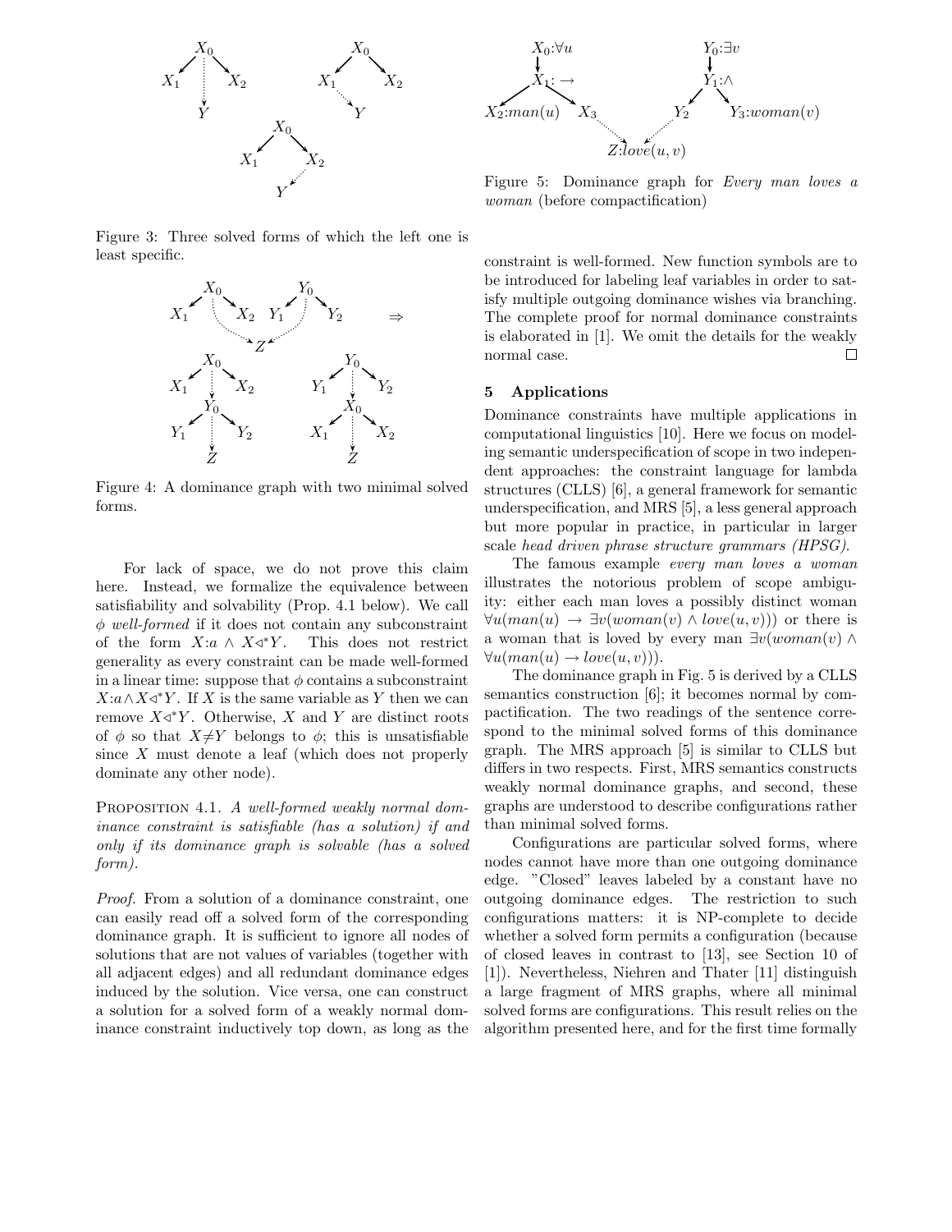Figure 3: Three solved forms of which the left one is least specific.

Figure 4: A dominance graph with two minimal solved forms.

For lack of space, we do not prove this claim here. Instead, we formalize the equivalence between satisfiability and solvability (Prop. 4.1 below). We call $\phi$ *well-formed* if it does not contain any subconstraint of the form $X{:}a \wedge X{\triangleleft^*}Y$. This does not restrict generality as every constraint can be made well-formed in a linear time: suppose that $\phi$ contains a subconstraint $X{:}a \wedge X{\triangleleft^*}Y$. If $X$ is the same variable as $Y$ then we can remove $X{\triangleleft^*}Y$. Otherwise, $X$ and $Y$ are distinct roots of $\phi$ so that $X{\neq}Y$ belongs to $\phi$; this is unsatisfiable since $X$ must denote a leaf (which does not properly dominate any other node).

PROPOSITION 4.1. *A well-formed weakly normal dominance constraint is satisfiable (has a solution) if and only if its dominance graph is solvable (has a solved form).*

*Proof.* From a solution of a dominance constraint, one can easily read off a solved form of the corresponding dominance graph. It is sufficient to ignore all nodes of solutions that are not values of variables (together with all adjacent edges) and all redundant dominance edges induced by the solution. Vice versa, one can construct a solution for a solved form of a weakly normal dominance constraint inductively top down, as long as the constraint is well-formed. New function symbols are to be introduced for labeling leaf variables in order to satisfy multiple outgoing dominance wishes via branching. The complete proof for normal dominance constraints is elaborated in [1]. We omit the details for the weakly normal case. □

Figure 5: Dominance graph for *Every man loves a woman* (before compactification)

## 5 Applications

Dominance constraints have multiple applications in computational linguistics [10]. Here we focus on modeling semantic underspecification of scope in two independent approaches: the constraint language for lambda structures (CLLS) [6], a general framework for semantic underspecification, and MRS [5], a less general approach but more popular in practice, in particular in larger scale *head driven phrase structure grammars (HPSG).*

The famous example *every man loves a woman* illustrates the notorious problem of scope ambiguity: either each man loves a possibly distinct woman $\forall u(man(u) \rightarrow \exists v(woman(v) \wedge love(u,v)))$ or there is a woman that is loved by every man $\exists v(woman(v) \wedge \forall u(man(u) \rightarrow love(u,v)))$.

The dominance graph in Fig. 5 is derived by a CLLS semantics construction [6]; it becomes normal by compactification. The two readings of the sentence correspond to the minimal solved forms of this dominance graph. The MRS approach [5] is similar to CLLS but differs in two respects. First, MRS semantics constructs weakly normal dominance graphs, and second, these graphs are understood to describe configurations rather than minimal solved forms.

Configurations are particular solved forms, where nodes cannot have more than one outgoing dominance edge. "Closed" leaves labeled by a constant have no outgoing dominance edges. The restriction to such configurations matters: it is NP-complete to decide whether a solved form permits a configuration (because of closed leaves in contrast to [13], see Section 10 of [1]). Nevertheless, Niehren and Thater [11] distinguish a large fragment of MRS graphs, where all minimal solved forms are configurations. This result relies on the algorithm presented here, and for the first time formally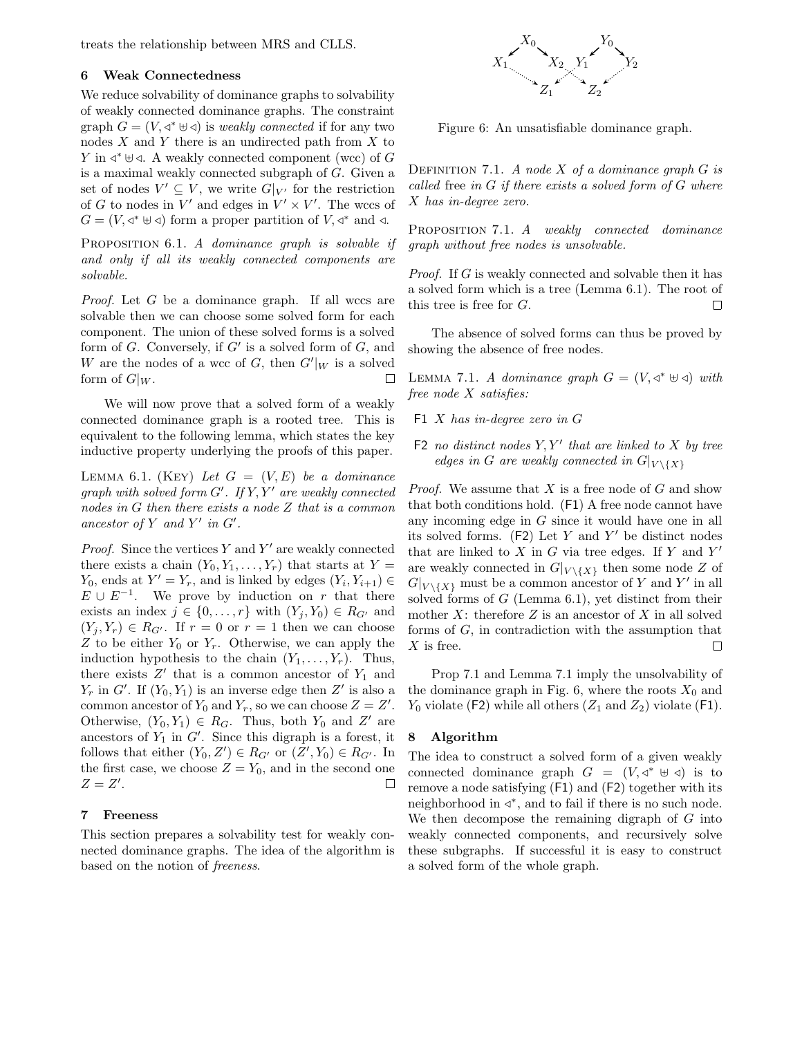treats the relationship between MRS and CLLS.

## 6 Weak Connectedness

We reduce solvability of dominance graphs to solvability of weakly connected dominance graphs. The constraint graph $G = (V, \triangleleft^* \uplus \triangleleft)$ is *weakly connected* if for any two nodes $X$ and $Y$ there is an undirected path from $X$ to $Y$ in $\triangleleft^* \uplus \triangleleft$. A weakly connected component (wcc) of $G$ is a maximal weakly connected subgraph of $G$. Given a set of nodes $V' \subseteq V$, we write $G|_{V'}$ for the restriction of $G$ to nodes in $V'$ and edges in $V' \times V'$. The wccs of $G = (V, \triangleleft^* \uplus \triangleleft)$ form a proper partition of $V, \triangleleft^*$ and $\triangleleft$.

PROPOSITION 6.1. *A dominance graph is solvable if and only if all its weakly connected components are solvable.*

*Proof.* Let $G$ be a dominance graph. If all wccs are solvable then we can choose some solved form for each component. The union of these solved forms is a solved form of $G$. Conversely, if $G'$ is a solved form of $G$, and $W$ are the nodes of a wcc of $G$, then $G'|_W$ is a solved form of $G|_W$. □

We will now prove that a solved form of a weakly connected dominance graph is a rooted tree. This is equivalent to the following lemma, which states the key inductive property underlying the proofs of this paper.

LEMMA 6.1. (KEY) *Let $G = (V, E)$ be a dominance graph with solved form $G'$. If $Y, Y'$ are weakly connected nodes in $G$ then there exists a node $Z$ that is a common ancestor of $Y$ and $Y'$ in $G'$.*

*Proof.* Since the vertices $Y$ and $Y'$ are weakly connected there exists a chain $(Y_0, Y_1, \ldots, Y_r)$ that starts at $Y = Y_0$, ends at $Y' = Y_r$, and is linked by edges $(Y_i, Y_{i+1}) \in E \cup E^{-1}$. We prove by induction on $r$ that there exists an index $j \in \{0, \ldots, r\}$ with $(Y_j, Y_0) \in R_{G'}$ and $(Y_j, Y_r) \in R_{G'}$. If $r = 0$ or $r = 1$ then we can choose $Z$ to be either $Y_0$ or $Y_r$. Otherwise, we can apply the induction hypothesis to the chain $(Y_1, \ldots, Y_r)$. Thus, there exists $Z'$ that is a common ancestor of $Y_1$ and $Y_r$ in $G'$. If $(Y_0, Y_1)$ is an inverse edge then $Z'$ is also a common ancestor of $Y_0$ and $Y_r$, so we can choose $Z = Z'$. Otherwise, $(Y_0, Y_1) \in R_G$. Thus, both $Y_0$ and $Z'$ are ancestors of $Y_1$ in $G'$. Since this digraph is a forest, it follows that either $(Y_0, Z') \in R_{G'}$ or $(Z', Y_0) \in R_{G'}$. In the first case, we choose $Z = Y_0$, and in the second one $Z = Z'$. □

## 7 Freeness

This section prepares a solvability test for weakly connected dominance graphs. The idea of the algorithm is based on the notion of *freeness*.

Figure 6: An unsatisfiable dominance graph.

DEFINITION 7.1. *A node $X$ of a dominance graph $G$ is called* free *in $G$ if there exists a solved form of $G$ where $X$ has in-degree zero.*

PROPOSITION 7.1. *A weakly connected dominance graph without free nodes is unsolvable.*

*Proof.* If $G$ is weakly connected and solvable then it has a solved form which is a tree (Lemma 6.1). The root of this tree is free for $G$. □

The absence of solved forms can thus be proved by showing the absence of free nodes.

LEMMA 7.1. *A dominance graph $G = (V, \triangleleft^* \uplus \triangleleft)$ with free node $X$ satisfies:*

- F1 *$X$ has in-degree zero in $G$*
- F2 *no distinct nodes $Y, Y'$ that are linked to $X$ by tree edges in $G$ are weakly connected in $G|_{V \setminus \{X\}}$*

*Proof.* We assume that $X$ is a free node of $G$ and show that both conditions hold. (F1) A free node cannot have any incoming edge in $G$ since it would have one in all its solved forms. (F2) Let $Y$ and $Y'$ be distinct nodes that are linked to $X$ in $G$ via tree edges. If $Y$ and $Y'$ are weakly connected in $G|_{V \setminus \{X\}}$ then some node $Z$ of $G|_{V \setminus \{X\}}$ must be a common ancestor of $Y$ and $Y'$ in all solved forms of $G$ (Lemma 6.1), yet distinct from their mother $X$: therefore $Z$ is an ancestor of $X$ in all solved forms of $G$, in contradiction with the assumption that $X$ is free. □

Prop 7.1 and Lemma 7.1 imply the unsolvability of the dominance graph in Fig. 6, where the roots $X_0$ and $Y_0$ violate (F2) while all others ($Z_1$ and $Z_2$) violate (F1).

## 8 Algorithm

The idea to construct a solved form of a given weakly connected dominance graph $G = (V, \triangleleft^* \uplus \triangleleft)$ is to remove a node satisfying (F1) and (F2) together with its neighborhood in $\triangleleft^*$, and to fail if there is no such node. We then decompose the remaining digraph of $G$ into weakly connected components, and recursively solve these subgraphs. If successful it is easy to construct a solved form of the whole graph.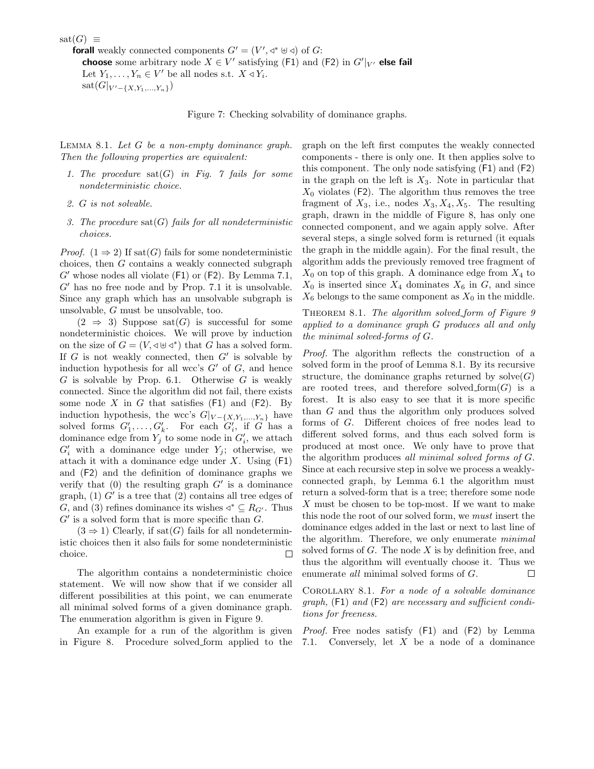```
sat(G) ≡
    forall weakly connected components G' = (V', ◁* ⊎ ◁) of G:
        choose some arbitrary node X ∈ V' satisfying (F1) and (F2) in G'|_{V'} else fail
        Let Y_1, ..., Y_n ∈ V' be all nodes s.t. X ◁ Y_i.
        sat(G|_{V'−{X,Y_1,...,Y_n}})
```

Figure 7: Checking solvability of dominance graphs.

Lemma 8.1. *Let $G$ be a non-empty dominance graph. Then the following properties are equivalent:*

1. *The procedure $\text{sat}(G)$ in Fig. 7 fails for some nondeterministic choice.*
2. *$G$ is not solvable.*
3. *The procedure $\text{sat}(G)$ fails for all nondeterministic choices.*

*Proof.* ($1 \Rightarrow 2$) If $\text{sat}(G)$ fails for some nondeterministic choices, then $G$ contains a weakly connected subgraph $G'$ whose nodes all violate (F1) or (F2). By Lemma 7.1, $G'$ has no free node and by Prop. 7.1 it is unsolvable. Since any graph which has an unsolvable subgraph is unsolvable, $G$ must be unsolvable, too.

($2 \Rightarrow 3$) Suppose $\text{sat}(G)$ is successful for some nondeterministic choices. We will prove by induction on the size of $G = (V, \triangleleft \uplus \triangleleft^*)$ that $G$ has a solved form. If $G$ is not weakly connected, then $G'$ is solvable by induction hypothesis for all wcc's $G'$ of $G$, and hence $G$ is solvable by Prop. 6.1. Otherwise $G$ is weakly connected. Since the algorithm did not fail, there exists some node $X$ in $G$ that satisfies (F1) and (F2). By induction hypothesis, the wcc's $G|_{V-\{X,Y_1,\ldots,Y_n\}}$ have solved forms $G'_1, \ldots, G'_k$. For each $G'_i$, if $G$ has a dominance edge from $Y_j$ to some node in $G'_i$, we attach $G'_i$ with a dominance edge under $Y_j$; otherwise, we attach it with a dominance edge under $X$. Using (F1) and (F2) and the definition of dominance graphs we verify that (0) the resulting graph $G'$ is a dominance graph, (1) $G'$ is a tree that (2) contains all tree edges of $G$, and (3) refines dominance its wishes $\triangleleft^* \subseteq R_{G'}$. Thus $G'$ is a solved form that is more specific than $G$.

($3 \Rightarrow 1$) Clearly, if $\text{sat}(G)$ fails for all nondeterministic choices then it also fails for some nondeterministic choice. □

The algorithm contains a nondeterministic choice statement. We will now show that if we consider all different possibilities at this point, we can enumerate all minimal solved forms of a given dominance graph. The enumeration algorithm is given in Figure 9.

An example for a run of the algorithm is given in Figure 8. Procedure solved_form applied to the graph on the left first computes the weakly connected components - there is only one. It then applies solve to this component. The only node satisfying (F1) and (F2) in the graph on the left is $X_3$. Note in particular that $X_0$ violates (F2). The algorithm thus removes the tree fragment of $X_3$, i.e., nodes $X_3, X_4, X_5$. The resulting graph, drawn in the middle of Figure 8, has only one connected component, and we again apply solve. After several steps, a single solved form is returned (it equals the graph in the middle again). For the final result, the algorithm adds the previously removed tree fragment of $X_0$ on top of this graph. A dominance edge from $X_4$ to $X_0$ is inserted since $X_4$ dominates $X_6$ in $G$, and since $X_6$ belongs to the same component as $X_0$ in the middle.

Theorem 8.1. *The algorithm solved_form of Figure 9 applied to a dominance graph $G$ produces all and only the minimal solved-forms of $G$.*

*Proof.* The algorithm reflects the construction of a solved form in the proof of Lemma 8.1. By its recursive structure, the dominance graphs returned by $\text{solve}(G)$ are rooted trees, and therefore $\text{solved\_form}(G)$ is a forest. It is also easy to see that it is more specific than $G$ and thus the algorithm only produces solved forms of $G$. Different choices of free nodes lead to different solved forms, and thus each solved form is produced at most once. We only have to prove that the algorithm produces *all minimal solved forms of $G$*. Since at each recursive step in solve we process a weakly-connected graph, by Lemma 6.1 the algorithm must return a solved-form that is a tree; therefore some node $X$ must be chosen to be top-most. If we want to make this node the root of our solved form, we *must* insert the dominance edges added in the last or next to last line of the algorithm. Therefore, we only enumerate *minimal* solved forms of $G$. The node $X$ is by definition free, and thus the algorithm will eventually choose it. Thus we enumerate *all* minimal solved forms of $G$. □

Corollary 8.1. *For a node of a solvable dominance graph, (F1) and (F2) are necessary and sufficient conditions for freeness.*

*Proof.* Free nodes satisfy (F1) and (F2) by Lemma 7.1. Conversely, let $X$ be a node of a dominance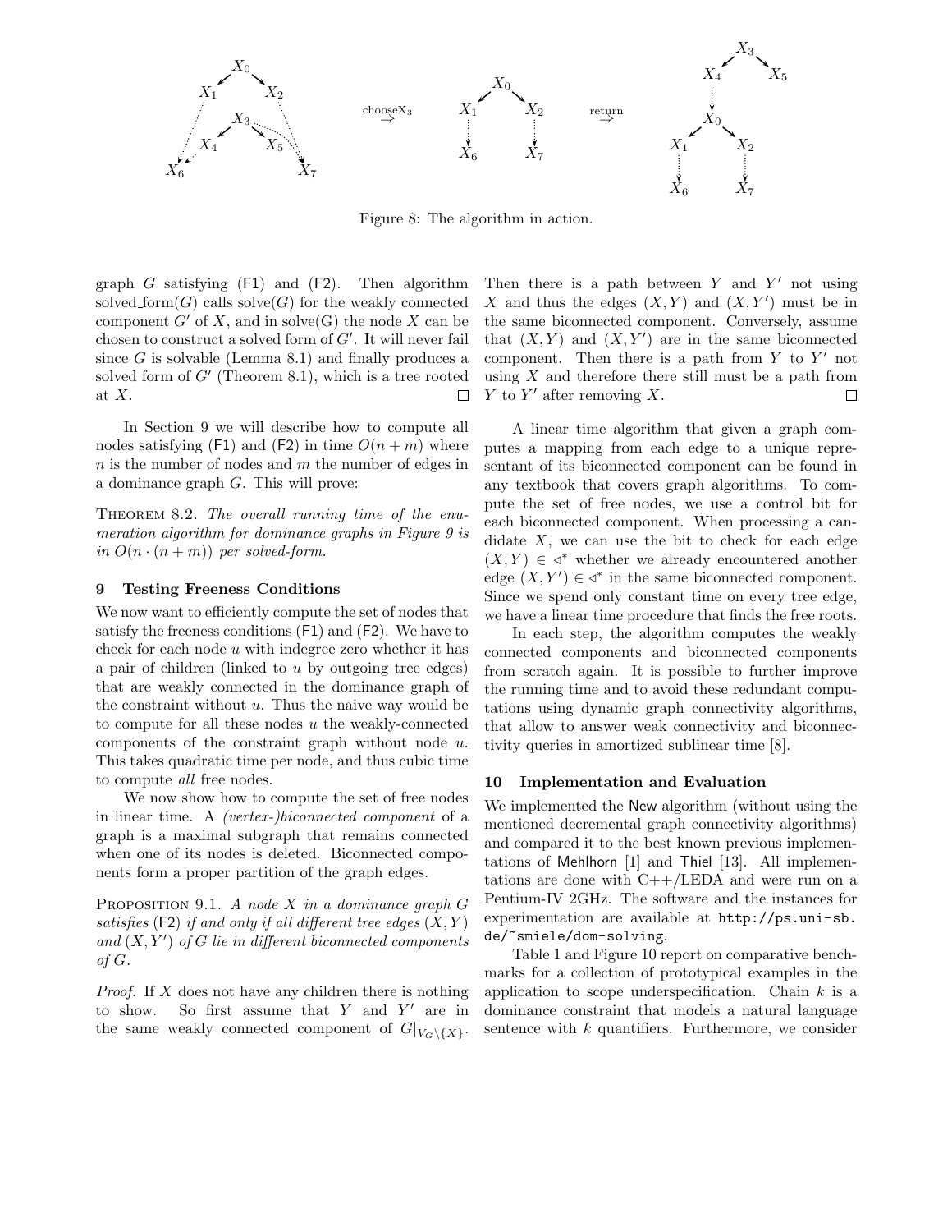Figure 8: The algorithm in action.

graph $G$ satisfying (F1) and (F2). Then algorithm solved_form($G$) calls solve($G$) for the weakly connected component $G'$ of $X$, and in solve(G) the node $X$ can be chosen to construct a solved form of $G'$. It will never fail since $G$ is solvable (Lemma 8.1) and finally produces a solved form of $G'$ (Theorem 8.1), which is a tree rooted at $X$. □

In Section 9 we will describe how to compute all nodes satisfying (F1) and (F2) in time $O(n + m)$ where $n$ is the number of nodes and $m$ the number of edges in a dominance graph $G$. This will prove:

THEOREM 8.2. *The overall running time of the enumeration algorithm for dominance graphs in Figure 9 is in $O(n \cdot (n + m))$ per solved-form.*

## 9 Testing Freeness Conditions

We now want to efficiently compute the set of nodes that satisfy the freeness conditions (F1) and (F2). We have to check for each node $u$ with indegree zero whether it has a pair of children (linked to $u$ by outgoing tree edges) that are weakly connected in the dominance graph of the constraint without $u$. Thus the naive way would be to compute for all these nodes $u$ the weakly-connected components of the constraint graph without node $u$. This takes quadratic time per node, and thus cubic time to compute *all* free nodes.

We now show how to compute the set of free nodes in linear time. A *(vertex-)biconnected component* of a graph is a maximal subgraph that remains connected when one of its nodes is deleted. Biconnected components form a proper partition of the graph edges.

PROPOSITION 9.1. *A node $X$ in a dominance graph $G$ satisfies (F2) if and only if all different tree edges $(X, Y)$ and $(X, Y')$ of $G$ lie in different biconnected components of $G$.*

*Proof.* If $X$ does not have any children there is nothing to show. So first assume that $Y$ and $Y'$ are in the same weakly connected component of $G|_{V_G \setminus \{X\}}$. Then there is a path between $Y$ and $Y'$ not using $X$ and thus the edges $(X, Y)$ and $(X, Y')$ must be in the same biconnected component. Conversely, assume that $(X, Y)$ and $(X, Y')$ are in the same biconnected component. Then there is a path from $Y$ to $Y'$ not using $X$ and therefore there still must be a path from $Y$ to $Y'$ after removing $X$. □

A linear time algorithm that given a graph computes a mapping from each edge to a unique representant of its biconnected component can be found in any textbook that covers graph algorithms. To compute the set of free nodes, we use a control bit for each biconnected component. When processing a candidate $X$, we can use the bit to check for each edge $(X, Y) \in \triangleleft^*$ whether we already encountered another edge $(X, Y') \in \triangleleft^*$ in the same biconnected component. Since we spend only constant time on every tree edge, we have a linear time procedure that finds the free roots.

In each step, the algorithm computes the weakly connected components and biconnected components from scratch again. It is possible to further improve the running time and to avoid these redundant computations using dynamic graph connectivity algorithms, that allow to answer weak connectivity and biconnectivity queries in amortized sublinear time [8].

## 10 Implementation and Evaluation

We implemented the New algorithm (without using the mentioned decremental graph connectivity algorithms) and compared it to the best known previous implementations of Mehlhorn [1] and Thiel [13]. All implementations are done with C++/LEDA and were run on a Pentium-IV 2GHz. The software and the instances for experimentation are available at http://ps.uni-sb.de/~smiele/dom-solving.

Table 1 and Figure 10 report on comparative benchmarks for a collection of prototypical examples in the application to scope underspecification. Chain $k$ is a dominance constraint that models a natural language sentence with $k$ quantifiers. Furthermore, we consider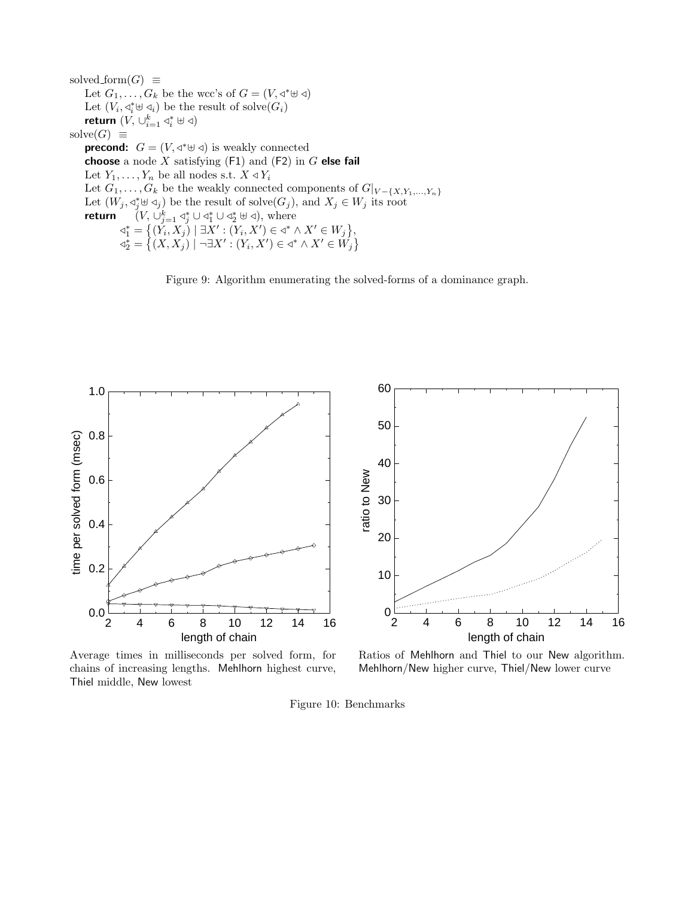```
solved_form(G)  ≡
    Let G_1, ..., G_k be the wcc's of G = (V, ◁* ⊎ ◁)
    Let (V_i, ◁*_i ⊎ ◁_i) be the result of solve(G_i)
    return (V, ∪_{i=1}^k ◁*_i ⊎ ◁)
solve(G)  ≡
    precond:  G = (V, ◁* ⊎ ◁) is weakly connected
    choose a node X satisfying (F1) and (F2) in G else fail
    Let Y_1, ..., Y_n be all nodes s.t. X ◁ Y_i
    Let G_1, ..., G_k be the weakly connected components of G|_{V−{X,Y_1,...,Y_n}}
    Let (W_j, ◁*_j ⊎ ◁_j) be the result of solve(G_j), and X_j ∈ W_j its root
    return   (V, ∪_{j=1}^k ◁*_j ∪ ◁*_1 ∪ ◁*_2 ⊎ ◁), where
             ◁*_1 = {(Y_i, X_j) | ∃X' : (Y_i, X') ∈ ◁* ∧ X' ∈ W_j},
             ◁*_2 = {(X, X_j) | ¬∃X' : (Y_i, X') ∈ ◁* ∧ X' ∈ W_j}
```

Figure 9: Algorithm enumerating the solved-forms of a dominance graph.

Average times in milliseconds per solved form, for chains of increasing lengths. Mehlhorn highest curve, Thiel middle, New lowest

Ratios of Mehlhorn and Thiel to our New algorithm. Mehlhorn/New higher curve, Thiel/New lower curve

Figure 10: Benchmarks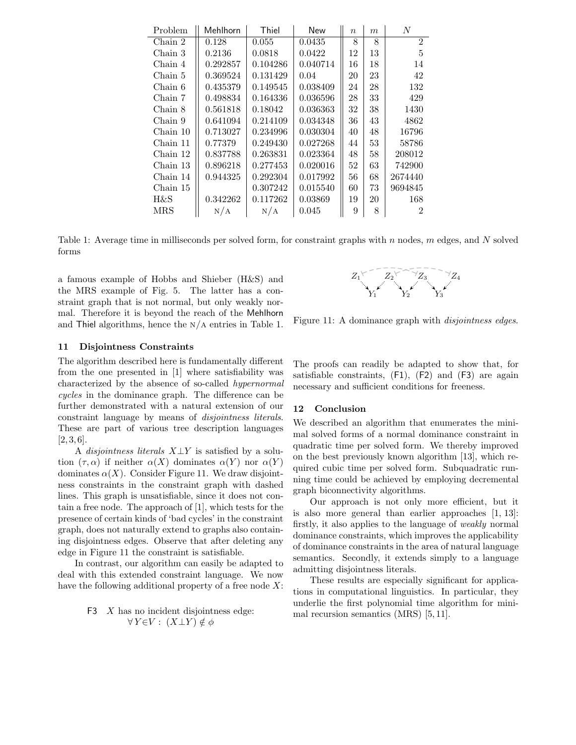| Problem | Mehlhorn | Thiel | New | $n$ | $m$ | $N$ |
|---|---|---|---|---|---|---|
| Chain 2 | 0.128 | 0.055 | 0.0435 | 8 | 8 | 2 |
| Chain 3 | 0.2136 | 0.0818 | 0.0422 | 12 | 13 | 5 |
| Chain 4 | 0.292857 | 0.104286 | 0.040714 | 16 | 18 | 14 |
| Chain 5 | 0.369524 | 0.131429 | 0.04 | 20 | 23 | 42 |
| Chain 6 | 0.435379 | 0.149545 | 0.038409 | 24 | 28 | 132 |
| Chain 7 | 0.498834 | 0.164336 | 0.036596 | 28 | 33 | 429 |
| Chain 8 | 0.561818 | 0.18042 | 0.036363 | 32 | 38 | 1430 |
| Chain 9 | 0.641094 | 0.214109 | 0.034348 | 36 | 43 | 4862 |
| Chain 10 | 0.713027 | 0.234996 | 0.030304 | 40 | 48 | 16796 |
| Chain 11 | 0.77379 | 0.249430 | 0.027268 | 44 | 53 | 58786 |
| Chain 12 | 0.837788 | 0.263831 | 0.023364 | 48 | 58 | 208012 |
| Chain 13 | 0.896218 | 0.277453 | 0.020016 | 52 | 63 | 742900 |
| Chain 14 | 0.944325 | 0.292304 | 0.017992 | 56 | 68 | 2674440 |
| Chain 15 | | 0.307242 | 0.015540 | 60 | 73 | 9694845 |
| H&S | 0.342262 | 0.117262 | 0.03869 | 19 | 20 | 168 |
| MRS | N/A | N/A | 0.045 | 9 | 8 | 2 |

Table 1: Average time in milliseconds per solved form, for constraint graphs with $n$ nodes, $m$ edges, and $N$ solved forms

a famous example of Hobbs and Shieber (H&S) and the MRS example of Fig. 5. The latter has a constraint graph that is not normal, but only weakly normal. Therefore it is beyond the reach of the Mehlhorn and Thiel algorithms, hence the N/A entries in Table 1.

## 11 Disjointness Constraints

The algorithm described here is fundamentally different from the one presented in [1] where satisfiability was characterized by the absence of so-called *hypernormal cycles* in the dominance graph. The difference can be further demonstrated with a natural extension of our constraint language by means of *disjointness literals*. These are part of various tree description languages [2, 3, 6].

A *disjointness literals* $X \bot Y$ is satisfied by a solution $(\tau, \alpha)$ if neither $\alpha(X)$ dominates $\alpha(Y)$ nor $\alpha(Y)$ dominates $\alpha(X)$. Consider Figure 11. We draw disjointness constraints in the constraint graph with dashed lines. This graph is unsatisfiable, since it does not contain a free node. The approach of [1], which tests for the presence of certain kinds of 'bad cycles' in the constraint graph, does not naturally extend to graphs also containing disjointness edges. Observe that after deleting any edge in Figure 11 the constraint is satisfiable.

In contrast, our algorithm can easily be adapted to deal with this extended constraint language. We now have the following additional property of a free node $X$:

F3 $X$ has no incident disjointness edge: $\forall Y \in V : (X \bot Y) \notin \phi$

Figure 11: A dominance graph with *disjointness edges*.

The proofs can readily be adapted to show that, for satisfiable constraints, (F1), (F2) and (F3) are again necessary and sufficient conditions for freeness.

## 12 Conclusion

We described an algorithm that enumerates the minimal solved forms of a normal dominance constraint in quadratic time per solved form. We thereby improved on the best previously known algorithm [13], which required cubic time per solved form. Subquadratic running time could be achieved by employing decremental graph biconnectivity algorithms.

Our approach is not only more efficient, but it is also more general than earlier approaches [1, 13]: firstly, it also applies to the language of *weakly* normal dominance constraints, which improves the applicability of dominance constraints in the area of natural language semantics. Secondly, it extends simply to a language admitting disjointness literals.

These results are especially significant for applications in computational linguistics. In particular, they underlie the first polynomial time algorithm for minimal recursion semantics (MRS) [5, 11].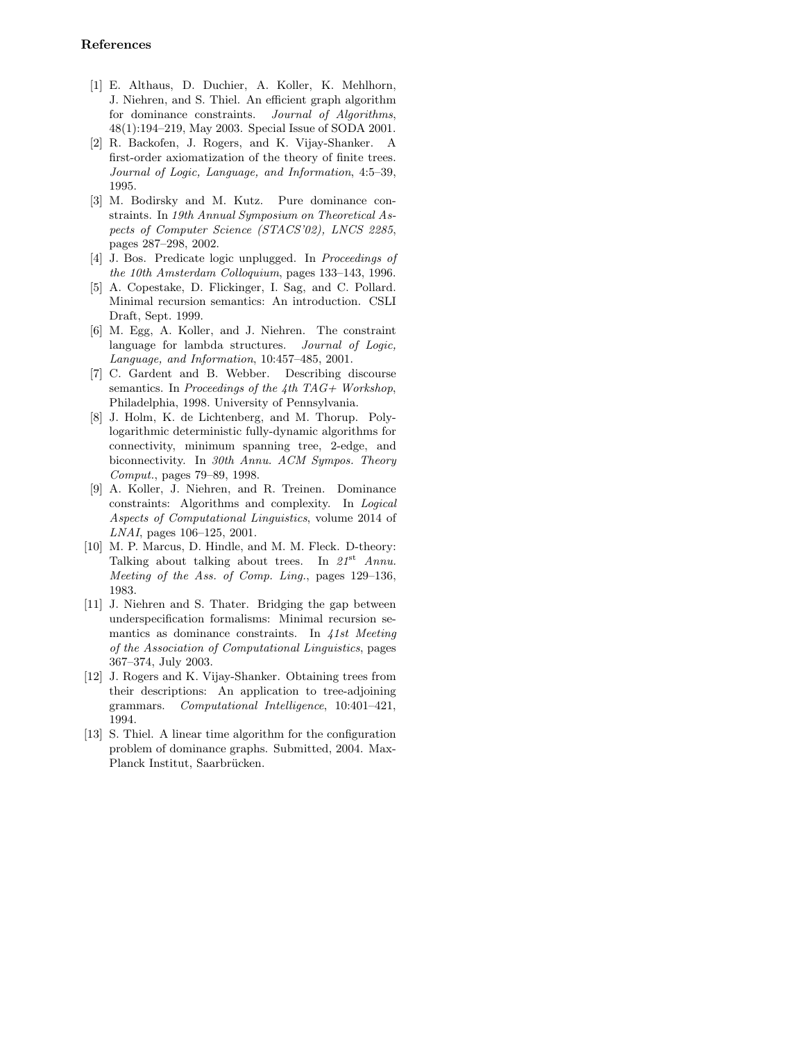# References

[1] E. Althaus, D. Duchier, A. Koller, K. Mehlhorn, J. Niehren, and S. Thiel. An efficient graph algorithm for dominance constraints. *Journal of Algorithms*, 48(1):194–219, May 2003. Special Issue of SODA 2001.

[2] R. Backofen, J. Rogers, and K. Vijay-Shanker. A first-order axiomatization of the theory of finite trees. *Journal of Logic, Language, and Information*, 4:5–39, 1995.

[3] M. Bodirsky and M. Kutz. Pure dominance constraints. In *19th Annual Symposium on Theoretical Aspects of Computer Science (STACS'02), LNCS 2285*, pages 287–298, 2002.

[4] J. Bos. Predicate logic unplugged. In *Proceedings of the 10th Amsterdam Colloquium*, pages 133–143, 1996.

[5] A. Copestake, D. Flickinger, I. Sag, and C. Pollard. Minimal recursion semantics: An introduction. CSLI Draft, Sept. 1999.

[6] M. Egg, A. Koller, and J. Niehren. The constraint language for lambda structures. *Journal of Logic, Language, and Information*, 10:457–485, 2001.

[7] C. Gardent and B. Webber. Describing discourse semantics. In *Proceedings of the 4th TAG+ Workshop*, Philadelphia, 1998. University of Pennsylvania.

[8] J. Holm, K. de Lichtenberg, and M. Thorup. Poly-logarithmic deterministic fully-dynamic algorithms for connectivity, minimum spanning tree, 2-edge, and biconnectivity. In *30th Annu. ACM Sympos. Theory Comput.*, pages 79–89, 1998.

[9] A. Koller, J. Niehren, and R. Treinen. Dominance constraints: Algorithms and complexity. In *Logical Aspects of Computational Linguistics*, volume 2014 of *LNAI*, pages 106–125, 2001.

[10] M. P. Marcus, D. Hindle, and M. M. Fleck. D-theory: Talking about talking about trees. In *21st Annu. Meeting of the Ass. of Comp. Ling.*, pages 129–136, 1983.

[11] J. Niehren and S. Thater. Bridging the gap between underspecification formalisms: Minimal recursion semantics as dominance constraints. In *41st Meeting of the Association of Computational Linguistics*, pages 367–374, July 2003.

[12] J. Rogers and K. Vijay-Shanker. Obtaining trees from their descriptions: An application to tree-adjoining grammars. *Computational Intelligence*, 10:401–421, 1994.

[13] S. Thiel. A linear time algorithm for the configuration problem of dominance graphs. Submitted, 2004. Max-Planck Institut, Saarbrücken.